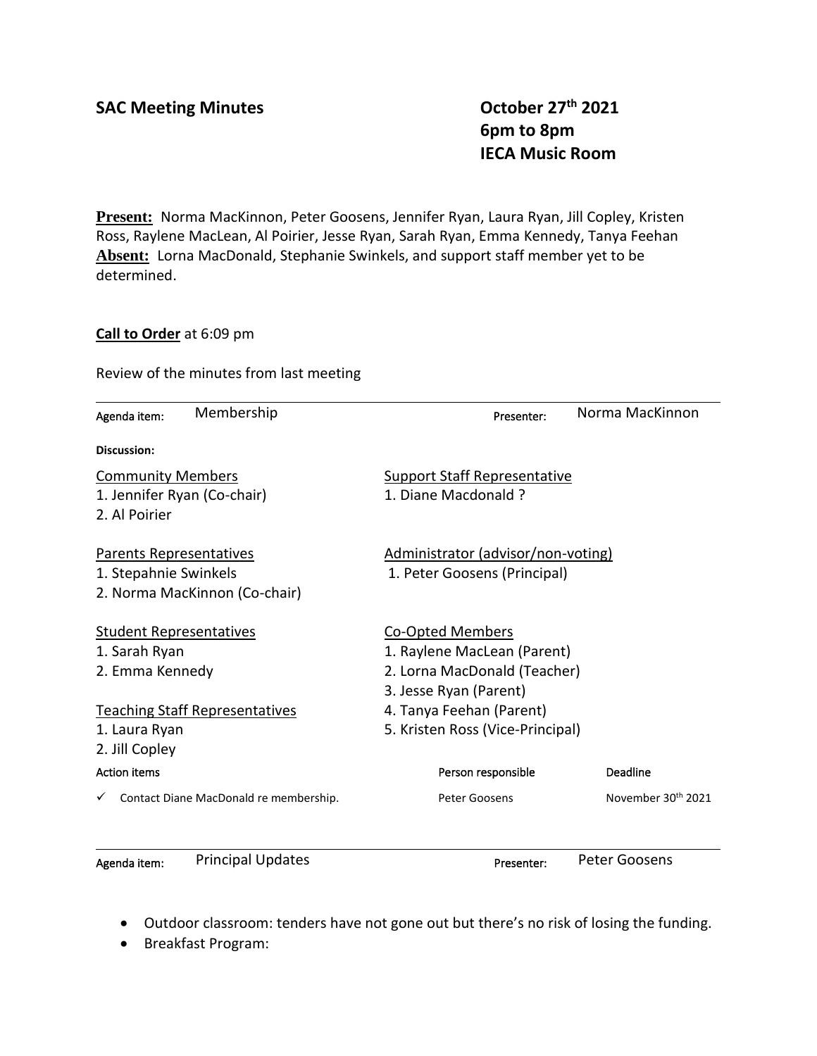# SAC Meeting Minutes

**October 27th 2021**
**6pm to 8pm**
**IECA Music Room**

**Present:** Norma MacKinnon, Peter Goosens, Jennifer Ryan, Laura Ryan, Jill Copley, Kristen Ross, Raylene MacLean, Al Poirier, Jesse Ryan, Sarah Ryan, Emma Kennedy, Tanya Feehan
**Absent:** Lorna MacDonald, Stephanie Swinkels, and support staff member yet to be determined.

**Call to Order** at 6:09 pm

Review of the minutes from last meeting

---

Agenda item: Membership — Presenter: Norma MacKinnon

**Discussion:**

Community Members
1. Jennifer Ryan (Co-chair)
2. Al Poirier

Parents Representatives
1. Stepahnie Swinkels
2. Norma MacKinnon (Co-chair)

Student Representatives
1. Sarah Ryan
2. Emma Kennedy

Teaching Staff Representatives
1. Laura Ryan
2. Jill Copley

Support Staff Representative
1. Diane Macdonald ?

Administrator (advisor/non-voting)
1. Peter Goosens (Principal)

Co-Opted Members
1. Raylene MacLean (Parent)
2. Lorna MacDonald (Teacher)
3. Jesse Ryan (Parent)
4. Tanya Feehan (Parent)
5. Kristen Ross (Vice-Principal)

| Action items | Person responsible | Deadline |
|---|---|---|
| ✓ Contact Diane MacDonald re membership. | Peter Goosens | November 30th 2021 |

---

Agenda item: Principal Updates — Presenter: Peter Goosens

- Outdoor classroom: tenders have not gone out but there's no risk of losing the funding.
- Breakfast Program: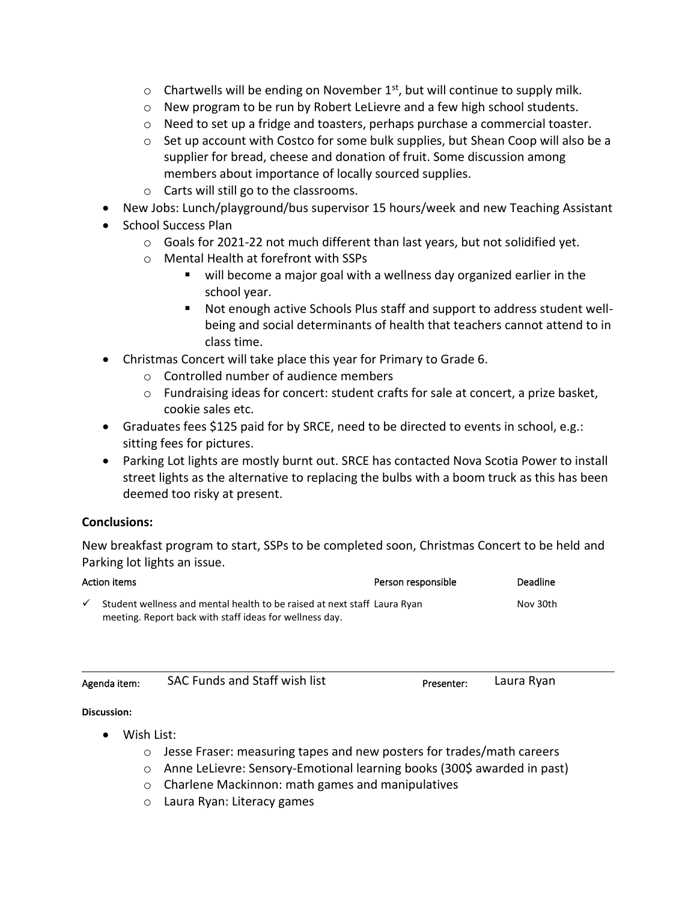- Chartwells will be ending on November 1st, but will continue to supply milk.
  - New program to be run by Robert LeLievre and a few high school students.
  - Need to set up a fridge and toasters, perhaps purchase a commercial toaster.
  - Set up account with Costco for some bulk supplies, but Shean Coop will also be a supplier for bread, cheese and donation of fruit. Some discussion among members about importance of locally sourced supplies.
  - Carts will still go to the classrooms.
- New Jobs: Lunch/playground/bus supervisor 15 hours/week and new Teaching Assistant
- School Success Plan
  - Goals for 2021-22 not much different than last years, but not solidified yet.
  - Mental Health at forefront with SSPs
    - will become a major goal with a wellness day organized earlier in the school year.
    - Not enough active Schools Plus staff and support to address student well-being and social determinants of health that teachers cannot attend to in class time.
- Christmas Concert will take place this year for Primary to Grade 6.
  - Controlled number of audience members
  - Fundraising ideas for concert: student crafts for sale at concert, a prize basket, cookie sales etc.
- Graduates fees $125 paid for by SRCE, need to be directed to events in school, e.g.: sitting fees for pictures.
- Parking Lot lights are mostly burnt out. SRCE has contacted Nova Scotia Power to install street lights as the alternative to replacing the bulbs with a boom truck as this has been deemed too risky at present.

**Conclusions:**

New breakfast program to start, SSPs to be completed soon, Christmas Concert to be held and Parking lot lights an issue.

| Action items | Person responsible | Deadline |
|---|---|---|
| ✓ Student wellness and mental health to be raised at next staff meeting. Report back with staff ideas for wellness day. | Laura Ryan | Nov 30th |

| Agenda item: | SAC Funds and Staff wish list | Presenter: | Laura Ryan |
|---|---|---|---|

**Discussion:**

- Wish List:
  - Jesse Fraser: measuring tapes and new posters for trades/math careers
  - Anne LeLievre: Sensory-Emotional learning books (300$ awarded in past)
  - Charlene Mackinnon: math games and manipulatives
  - Laura Ryan: Literacy games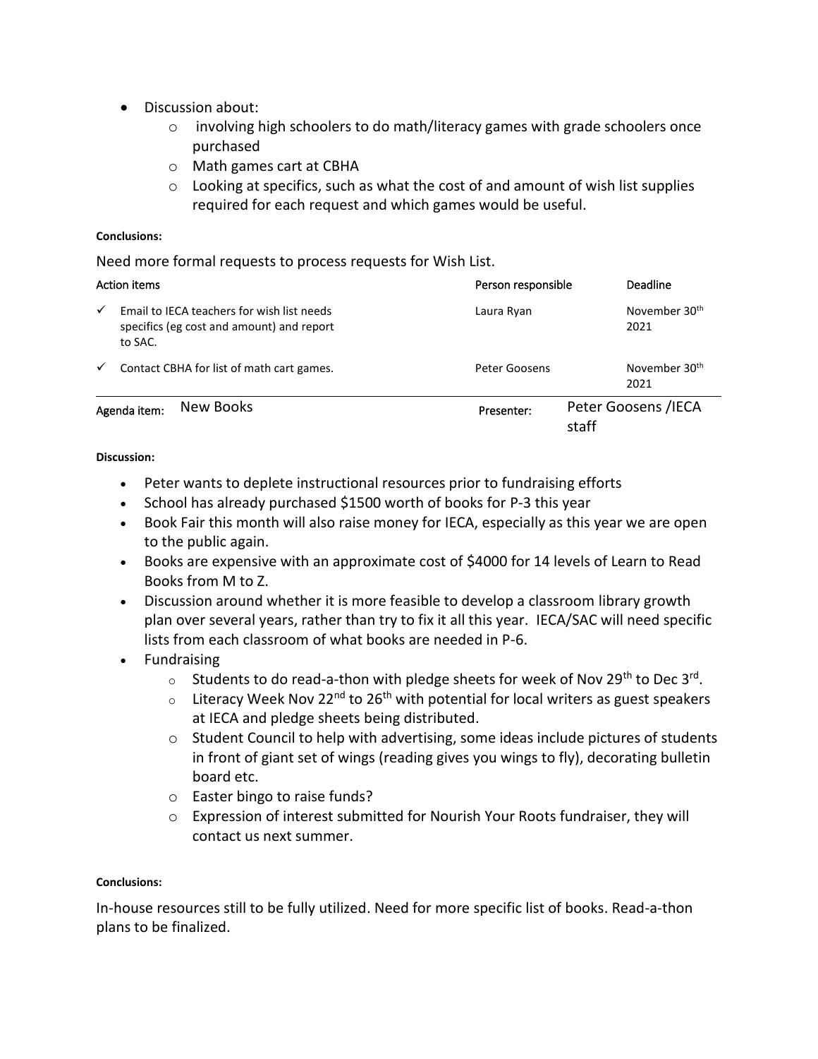- Discussion about:
  - involving high schoolers to do math/literacy games with grade schoolers once purchased
  - Math games cart at CBHA
  - Looking at specifics, such as what the cost of and amount of wish list supplies required for each request and which games would be useful.

**Conclusions:**

Need more formal requests to process requests for Wish List.

| Action items | Person responsible | Deadline |
|---|---|---|
| ✓ Email to IECA teachers for wish list needs specifics (eg cost and amount) and report to SAC. | Laura Ryan | November 30th 2021 |
| ✓ Contact CBHA for list of math cart games. | Peter Goosens | November 30th 2021 |

| Agenda item: | New Books | Presenter: | Peter Goosens /IECA staff |
|---|---|---|---|

**Discussion:**

- Peter wants to deplete instructional resources prior to fundraising efforts
- School has already purchased $1500 worth of books for P-3 this year
- Book Fair this month will also raise money for IECA, especially as this year we are open to the public again.
- Books are expensive with an approximate cost of $4000 for 14 levels of Learn to Read Books from M to Z.
- Discussion around whether it is more feasible to develop a classroom library growth plan over several years, rather than try to fix it all this year. IECA/SAC will need specific lists from each classroom of what books are needed in P-6.
- Fundraising
  - Students to do read-a-thon with pledge sheets for week of Nov 29th to Dec 3rd.
  - Literacy Week Nov 22nd to 26th with potential for local writers as guest speakers at IECA and pledge sheets being distributed.
  - Student Council to help with advertising, some ideas include pictures of students in front of giant set of wings (reading gives you wings to fly), decorating bulletin board etc.
  - Easter bingo to raise funds?
  - Expression of interest submitted for Nourish Your Roots fundraiser, they will contact us next summer.

**Conclusions:**

In-house resources still to be fully utilized. Need for more specific list of books. Read-a-thon plans to be finalized.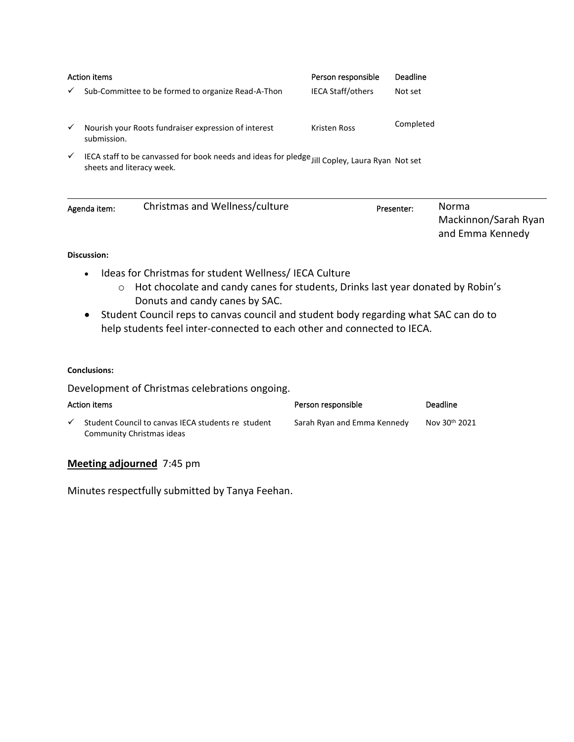| Action items | Person responsible | Deadline |
| --- | --- | --- |
| ✓ Sub-Committee to be formed to organize Read-A-Thon | IECA Staff/others | Not set |
| ✓ Nourish your Roots fundraiser expression of interest submission. | Kristen Ross | Completed |
| ✓ IECA staff to be canvassed for book needs and ideas for pledge sheets and literacy week. | Jill Copley, Laura Ryan | Not set |

---

| Agenda item: | Christmas and Wellness/culture | Presenter: | Norma Mackinnon/Sarah Ryan and Emma Kennedy |
| --- | --- | --- | --- |

**Discussion:**

- Ideas for Christmas for student Wellness/ IECA Culture
    - Hot chocolate and candy canes for students, Drinks last year donated by Robin's Donuts and candy canes by SAC.
- Student Council reps to canvas council and student body regarding what SAC can do to help students feel inter-connected to each other and connected to IECA.

**Conclusions:**

Development of Christmas celebrations ongoing.

| Action items | Person responsible | Deadline |
| --- | --- | --- |
| ✓ Student Council to canvas IECA students re student Community Christmas ideas | Sarah Ryan and Emma Kennedy | Nov 30th 2021 |

**<u>Meeting adjourned</u>** 7:45 pm

Minutes respectfully submitted by Tanya Feehan.